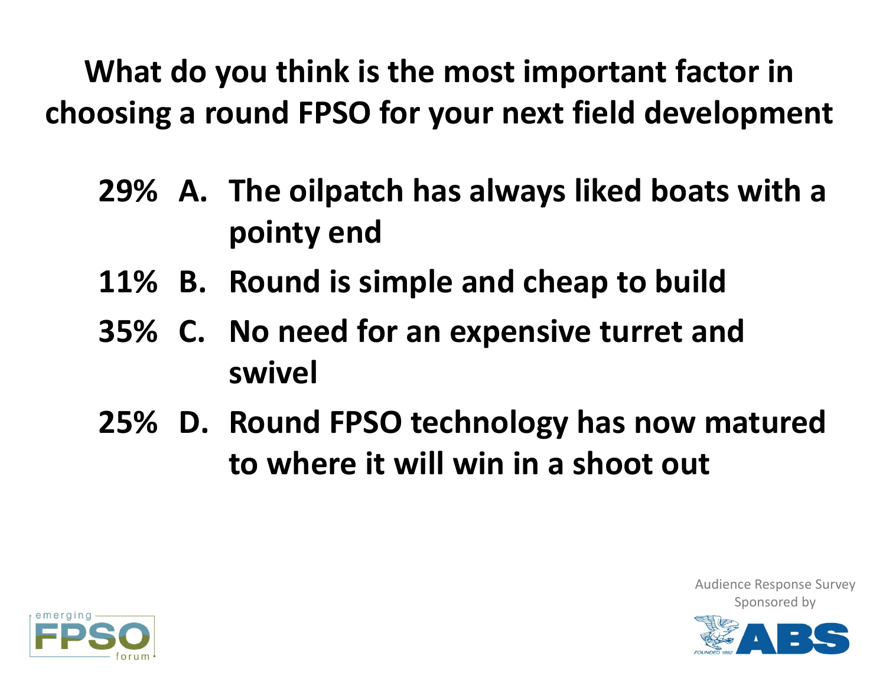# What do you think is the most important factor in choosing a round FPSO for your next field development

- 29% A. The oilpatch has always liked boats with a pointy end
- 11% B. Round is simple and cheap to build
- 35% C. No need for an expensive turret and swivel
- 25% D. Round FPSO technology has now matured to where it will win in a shoot out

Audience Response Survey Sponsored by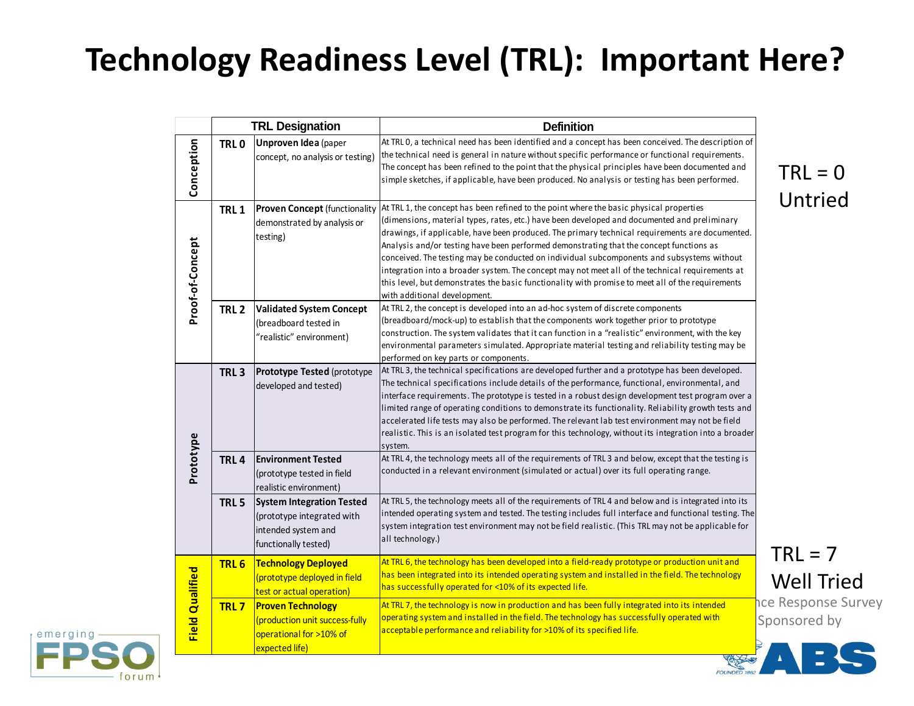# Technology Readiness Level (TRL): Important Here?

| | TRL Designation | | Definition |
|---|---|---|---|
| Conception | TRL 0 | **Unproven Idea** (paper concept, no analysis or testing) | At TRL 0, a technical need has been identified and a concept has been conceived. The description of the technical need is general in nature without specific performance or functional requirements. The concept has been refined to the point that the physical principles have been documented and simple sketches, if applicable, have been produced. No analysis or testing has been performed. |
| Proof-of-Concept | TRL 1 | **Proven Concept** (functionality demonstrated by analysis or testing) | At TRL 1, the concept has been refined to the point where the basic physical properties (dimensions, material types, rates, etc.) have been developed and documented and preliminary drawings, if applicable, have been produced. The primary technical requirements are documented. Analysis and/or testing have been performed demonstrating that the concept functions as conceived. The testing may be conducted on individual subcomponents and subsystems without integration into a broader system. The concept may not meet all of the technical requirements at this level, but demonstrates the basic functionality with promise to meet all of the requirements with additional development. |
| | TRL 2 | **Validated System Concept** (breadboard tested in "realistic" environment) | At TRL 2, the concept is developed into an ad-hoc system of discrete components (breadboard/mock-up) to establish that the components work together prior to prototype construction. The system validates that it can function in a "realistic" environment, with the key environmental parameters simulated. Appropriate material testing and reliability testing may be performed on key parts or components. |
| Prototype | TRL 3 | **Prototype Tested** (prototype developed and tested) | At TRL 3, the technical specifications are developed further and a prototype has been developed. The technical specifications include details of the performance, functional, environmental, and interface requirements. The prototype is tested in a robust design development test program over a limited range of operating conditions to demonstrate its functionality. Reliability growth tests and accelerated life tests may also be performed. The relevant lab test environment may not be field realistic. This is an isolated test program for this technology, without its integration into a broader system. |
| | TRL 4 | **Environment Tested** (prototype tested in field realistic environment) | At TRL 4, the technology meets all of the requirements of TRL 3 and below, except that the testing is conducted in a relevant environment (simulated or actual) over its full operating range. |
| | TRL 5 | **System Integration Tested** (prototype integrated with intended system and functionally tested) | At TRL 5, the technology meets all of the requirements of TRL 4 and below and is integrated into its intended operating system and tested. The testing includes full interface and functional testing. The system integration test environment may not be field realistic. (This TRL may not be applicable for all technology.) |
| Field Qualified | TRL 6 | **Technology Deployed** (prototype deployed in field test or actual operation) | At TRL 6, the technology has been developed into a field-ready prototype or production unit and has been integrated into its intended operating system and installed in the field. The technology has successfully operated for <10% of its expected life. |
| | TRL 7 | **Proven Technology** (production unit success-fully operational for >10% of expected life) | At TRL 7, the technology is now in production and has been fully integrated into its intended operating system and installed in the field. The technology has successfully operated with acceptable performance and reliability for >10% of its specified life. |

TRL = 0
Untried

TRL = 7
Well Tried

...nce Response Survey
Sponsored by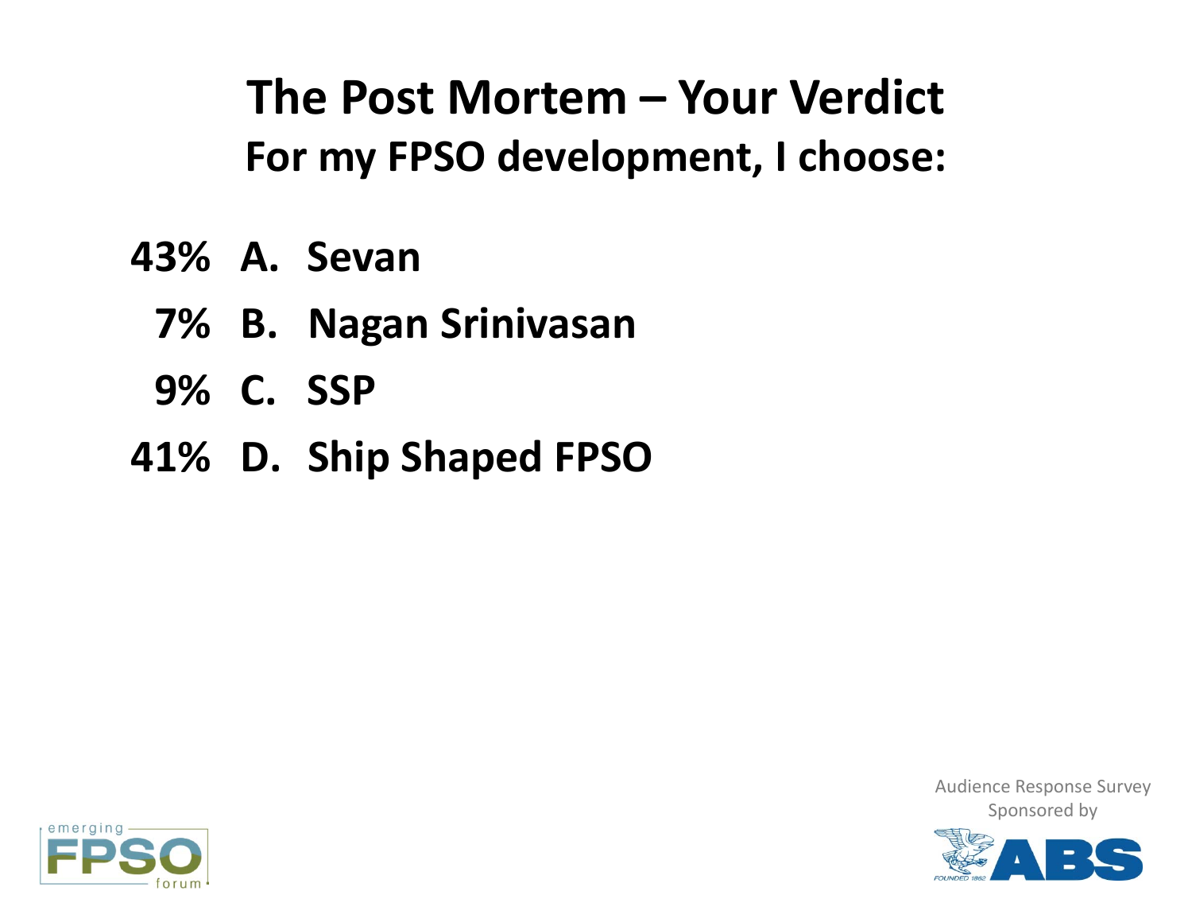# The Post Mortem – Your Verdict

## For my FPSO development, I choose:

- 43% A. Sevan
- 7% B. Nagan Srinivasan
- 9% C. SSP
- 41% D. Ship Shaped FPSO

Audience Response Survey
Sponsored by